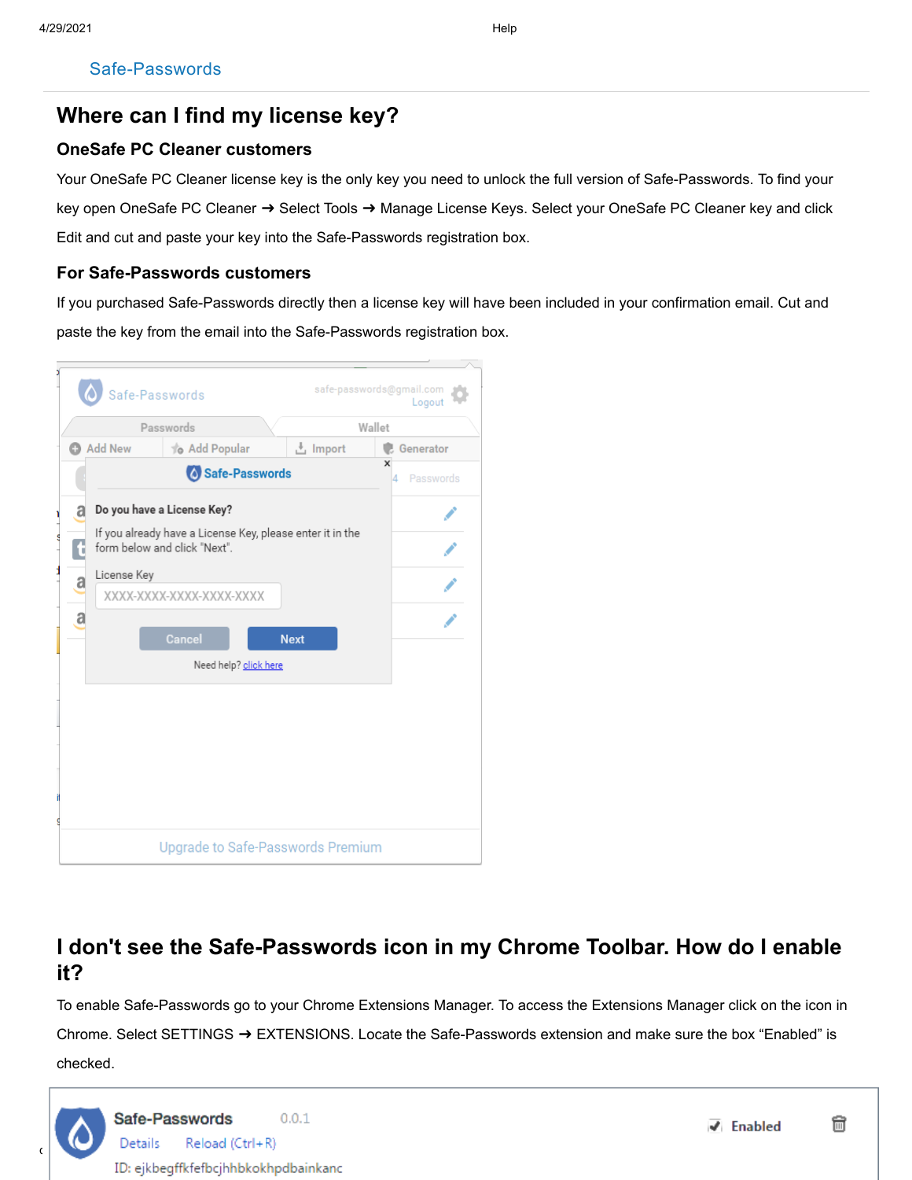Safe-Passwords

# Where can I find my license key?

### OneSafe PC Cleaner customers

Your OneSafe PC Cleaner license key is the only key you need to unlock the full version of Safe-Passwords. To find your key open OneSafe PC Cleaner ➜ Select Tools ➜ Manage License Keys. Select your OneSafe PC Cleaner key and click Edit and cut and paste your key into the Safe-Passwords registration box.

### For Safe-Passwords customers

If you purchased Safe-Passwords directly then a license key will have been included in your confirmation email. Cut and paste the key from the email into the Safe-Passwords registration box.

# I don't see the Safe-Passwords icon in my Chrome Toolbar. How do I enable it?

To enable Safe-Passwords go to your Chrome Extensions Manager. To access the Extensions Manager click on the icon in Chrome. Select SETTINGS ➜ EXTENSIONS. Locate the Safe-Passwords extension and make sure the box "Enabled" is checked.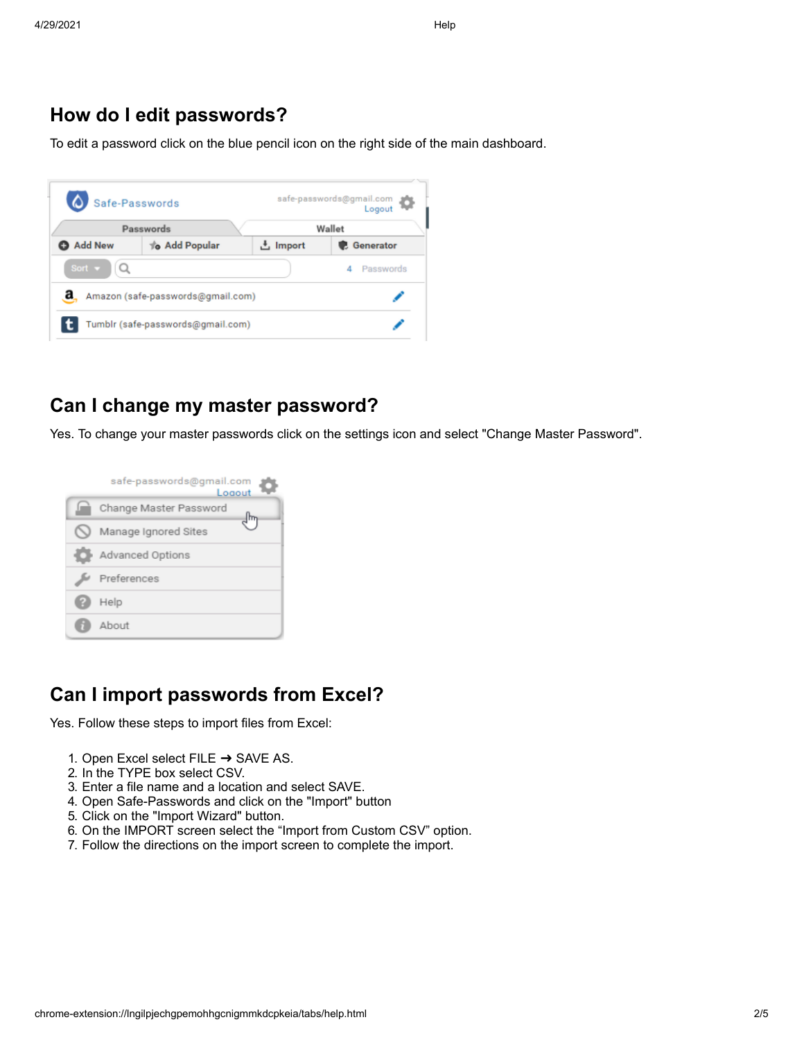## How do I edit passwords?

To edit a password click on the blue pencil icon on the right side of the main dashboard.

## Can I change my master password?

Yes. To change your master passwords click on the settings icon and select "Change Master Password".

## Can I import passwords from Excel?

Yes. Follow these steps to import files from Excel:

1. Open Excel select FILE ➜ SAVE AS.
2. In the TYPE box select CSV.
3. Enter a file name and a location and select SAVE.
4. Open Safe-Passwords and click on the "Import" button
5. Click on the "Import Wizard" button.
6. On the IMPORT screen select the “Import from Custom CSV” option.
7. Follow the directions on the import screen to complete the import.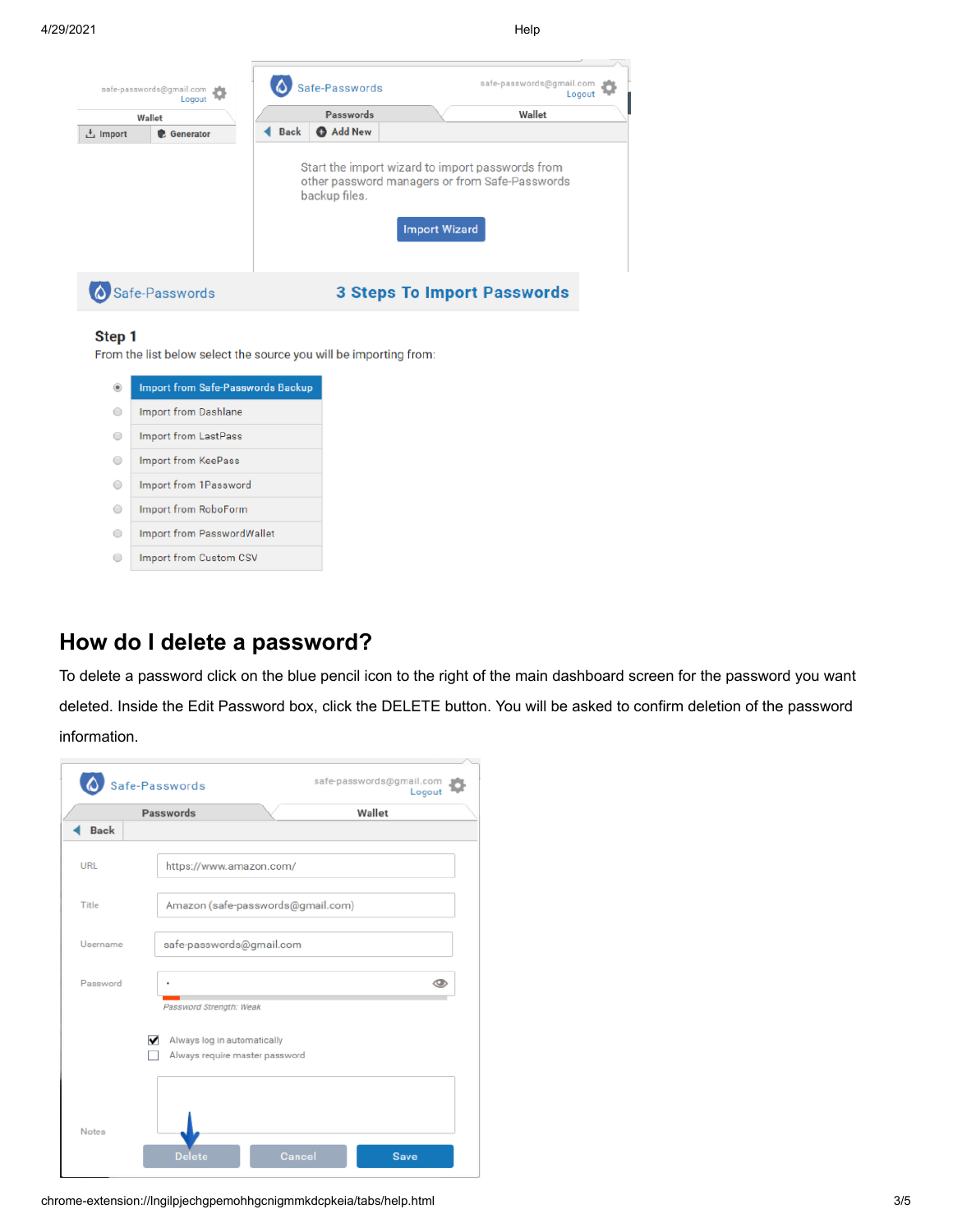## How do I delete a password?

To delete a password click on the blue pencil icon to the right of the main dashboard screen for the password you want deleted. Inside the Edit Password box, click the DELETE button. You will be asked to confirm deletion of the password information.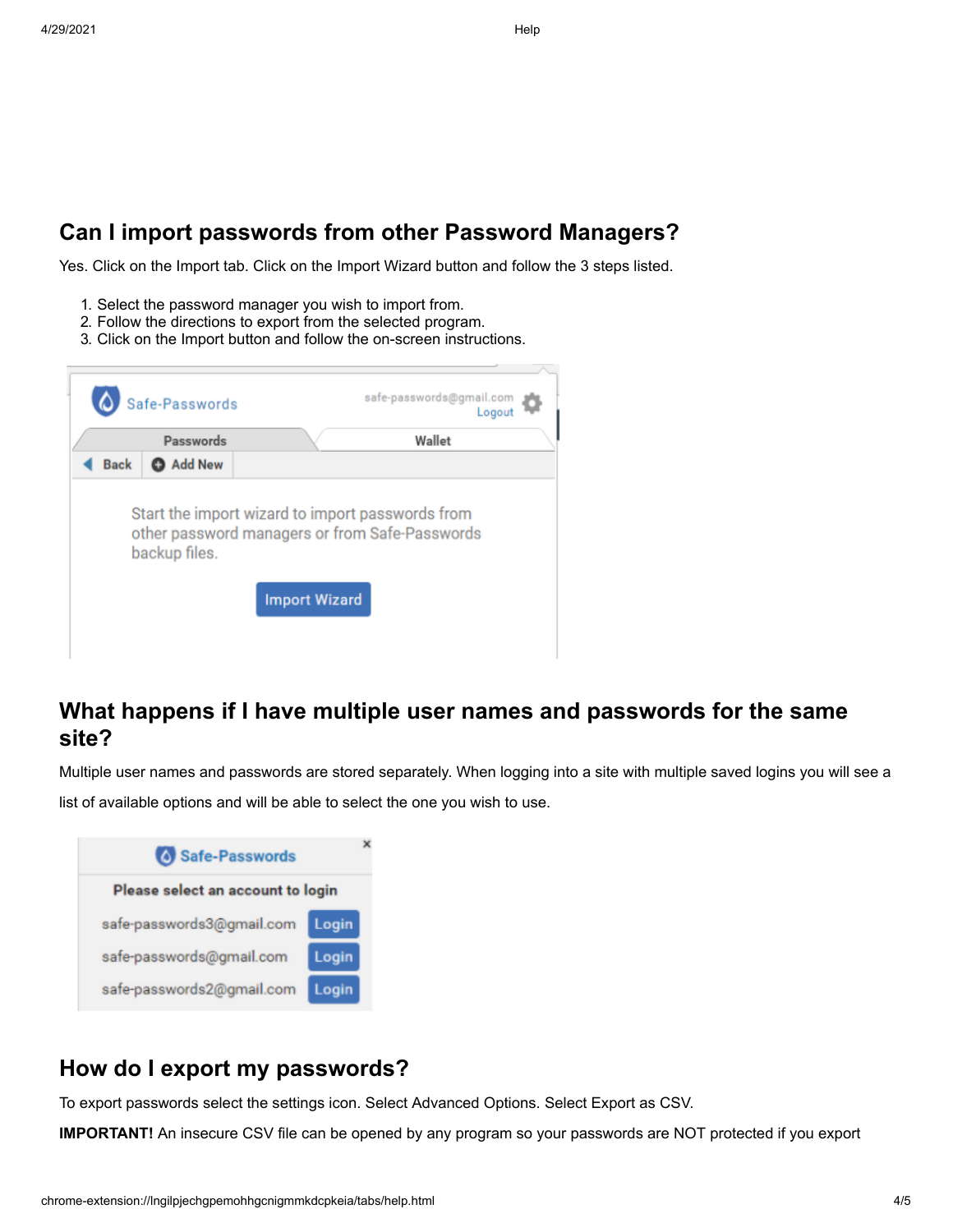## Can I import passwords from other Password Managers?

Yes. Click on the Import tab. Click on the Import Wizard button and follow the 3 steps listed.

1. Select the password manager you wish to import from.
2. Follow the directions to export from the selected program.
3. Click on the Import button and follow the on-screen instructions.

## What happens if I have multiple user names and passwords for the same site?

Multiple user names and passwords are stored separately. When logging into a site with multiple saved logins you will see a list of available options and will be able to select the one you wish to use.

## How do I export my passwords?

To export passwords select the settings icon. Select Advanced Options. Select Export as CSV.

**IMPORTANT!** An insecure CSV file can be opened by any program so your passwords are NOT protected if you export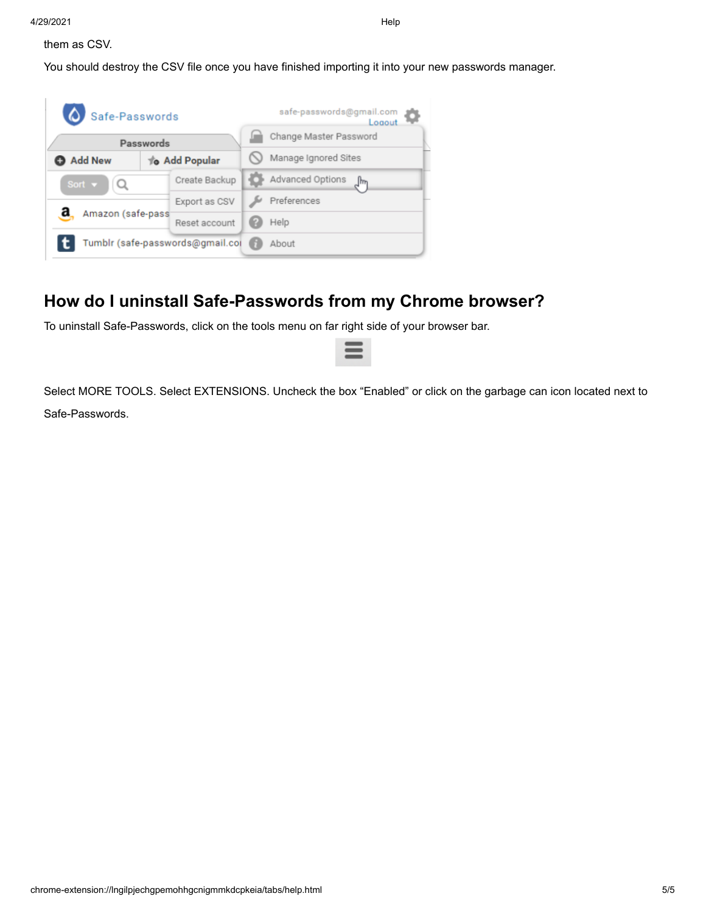them as CSV.

You should destroy the CSV file once you have finished importing it into your new passwords manager.

## How do I uninstall Safe-Passwords from my Chrome browser?

To uninstall Safe-Passwords, click on the tools menu on far right side of your browser bar.

Select MORE TOOLS. Select EXTENSIONS. Uncheck the box “Enabled” or click on the garbage can icon located next to Safe-Passwords.